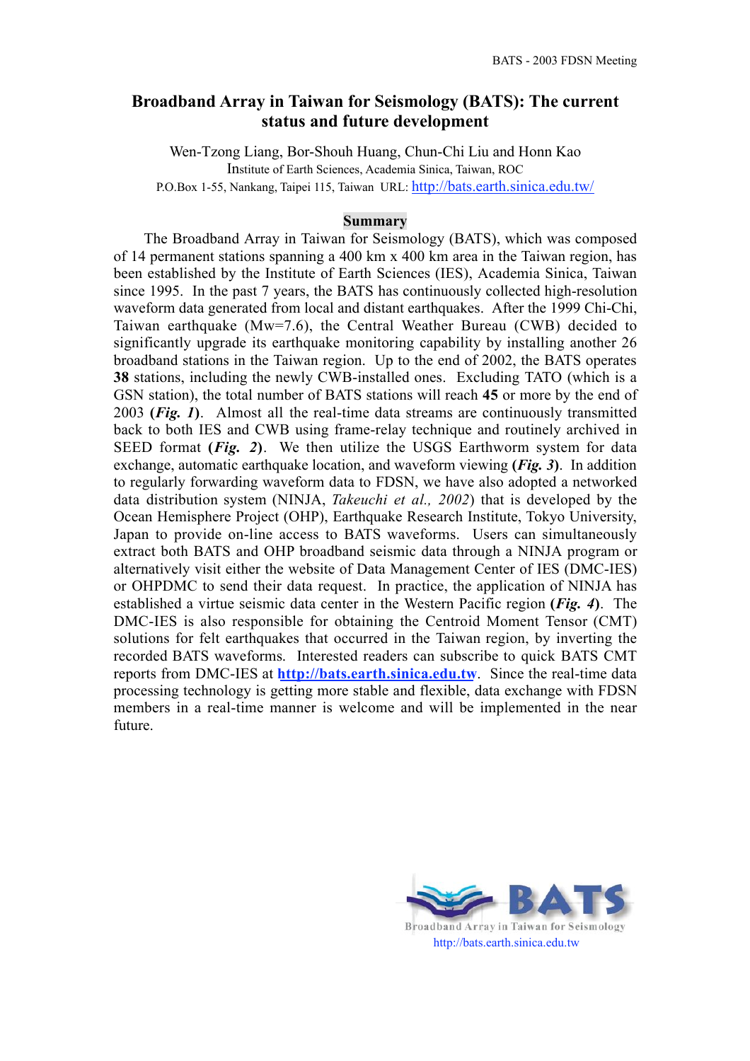# Broadband Array in Taiwan for Seismology (BATS): The current status and future development

Wen-Tzong Liang, Bor-Shouh Huang, Chun-Chi Liu and Honn Kao

Institute of Earth Sciences, Academia Sinica, Taiwan, ROC

P.O.Box 1-55, Nankang, Taipei 115, Taiwan URL: http://bats.earth.sinica.edu.tw/

## Summary

The Broadband Array in Taiwan for Seismology (BATS), which was composed of 14 permanent stations spanning a 400 km x 400 km area in the Taiwan region, has been established by the Institute of Earth Sciences (IES), Academia Sinica, Taiwan since 1995. In the past 7 years, the BATS has continuously collected high-resolution waveform data generated from local and distant earthquakes. After the 1999 Chi-Chi, Taiwan earthquake (Mw=7.6), the Central Weather Bureau (CWB) decided to significantly upgrade its earthquake monitoring capability by installing another 26 broadband stations in the Taiwan region. Up to the end of 2002, the BATS operates **38** stations, including the newly CWB-installed ones. Excluding TATO (which is a GSN station), the total number of BATS stations will reach **45** or more by the end of 2003 **(*Fig. 1*)**. Almost all the real-time data streams are continuously transmitted back to both IES and CWB using frame-relay technique and routinely archived in SEED format **(*Fig. 2*)**. We then utilize the USGS Earthworm system for data exchange, automatic earthquake location, and waveform viewing **(*Fig. 3*)**. In addition to regularly forwarding waveform data to FDSN, we have also adopted a networked data distribution system (NINJA, *Takeuchi et al., 2002*) that is developed by the Ocean Hemisphere Project (OHP), Earthquake Research Institute, Tokyo University, Japan to provide on-line access to BATS waveforms. Users can simultaneously extract both BATS and OHP broadband seismic data through a NINJA program or alternatively visit either the website of Data Management Center of IES (DMC-IES) or OHPDMC to send their data request. In practice, the application of NINJA has established a virtue seismic data center in the Western Pacific region **(*Fig. 4*)**. The DMC-IES is also responsible for obtaining the Centroid Moment Tensor (CMT) solutions for felt earthquakes that occurred in the Taiwan region, by inverting the recorded BATS waveforms. Interested readers can subscribe to quick BATS CMT reports from DMC-IES at **http://bats.earth.sinica.edu.tw**. Since the real-time data processing technology is getting more stable and flexible, data exchange with FDSN members in a real-time manner is welcome and will be implemented in the near future.

BATS
Broadband Array in Taiwan for Seismology
http://bats.earth.sinica.edu.tw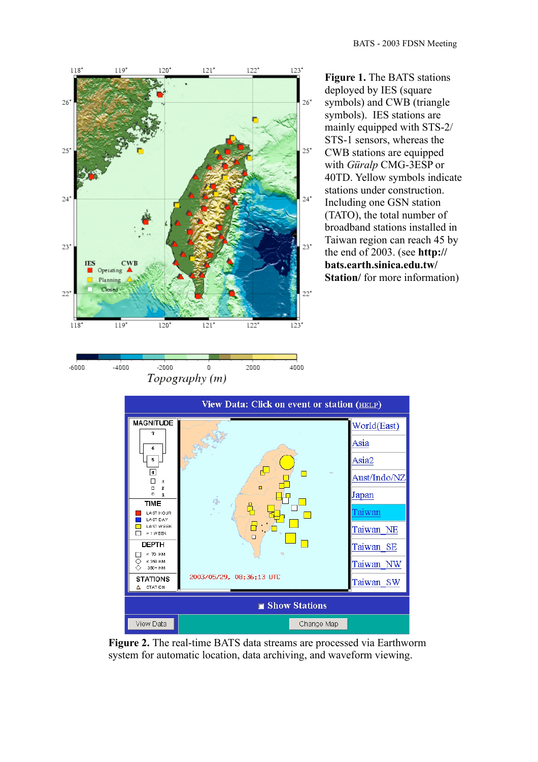**Figure 1.** The BATS stations deployed by IES (square symbols) and CWB (triangle symbols). IES stations are mainly equipped with STS-2/ STS-1 sensors, whereas the CWB stations are equipped with *Güralp* CMG-3ESP or 40TD. Yellow symbols indicate stations under construction. Including one GSN station (TATO), the total number of broadband stations installed in Taiwan region can reach 45 by the end of 2003. (see **http://bats.earth.sinica.edu.tw/Station/** for more information)

**Figure 2.** The real-time BATS data streams are processed via Earthworm system for automatic location, data archiving, and waveform viewing.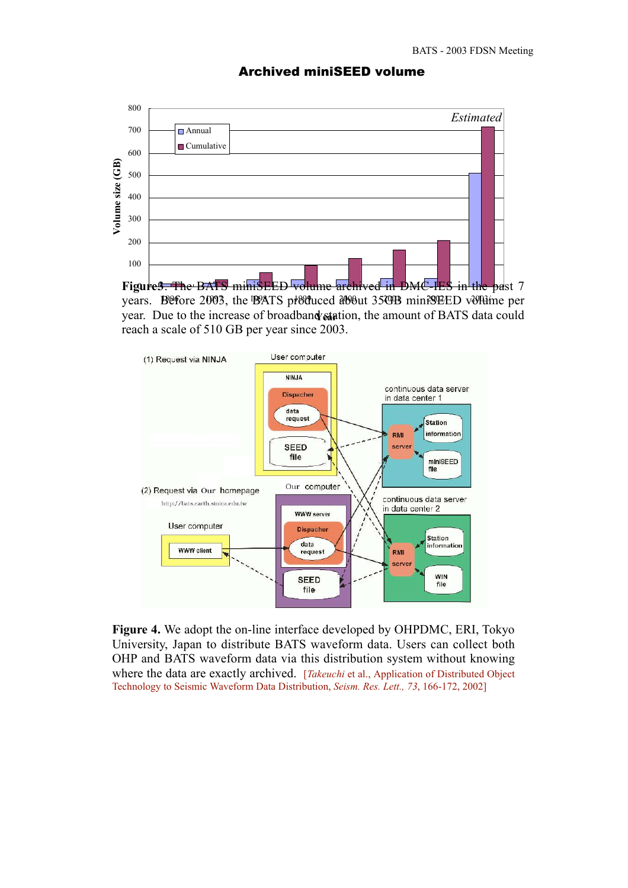## Archived miniSEED volume

Estimated

Annual
Cumulative

Volume size (GB)

800
700
600
500
400
300
200
100

1996 1997 1998 1999 2000 2001 2002 2003/

Year

**Figure 3.** The BATS miniSEED volume archived in DMC-IES in the past 7 years. Before 2003, the BATS produced about 35 GB miniSEED volume per year. Due to the increase of broadband station, the amount of BATS data could reach a scale of 510 GB per year since 2003.

(1) Request via NINJA

User computer

NINJA

Dispacher

data request

SEED file

continuous data server in data center 1

RMI server

Station information

miniSEED file

(2) Request via Our homepage

http://bats.earth.sinica.edu.tw

Our computer

WWW server

Dispacher

data request

SEED file

User computer

WWW client

continuous data server in data center 2

RMI server

Station information

WIN file

**Figure 4.** We adopt the on-line interface developed by OHPDMC, ERI, Tokyo University, Japan to distribute BATS waveform data. Users can collect both OHP and BATS waveform data via this distribution system without knowing where the data are exactly archived. [*Takeuchi* et al., Application of Distributed Object Technology to Seismic Waveform Data Distribution, *Seism. Res. Lett., 73*, 166-172, 2002]